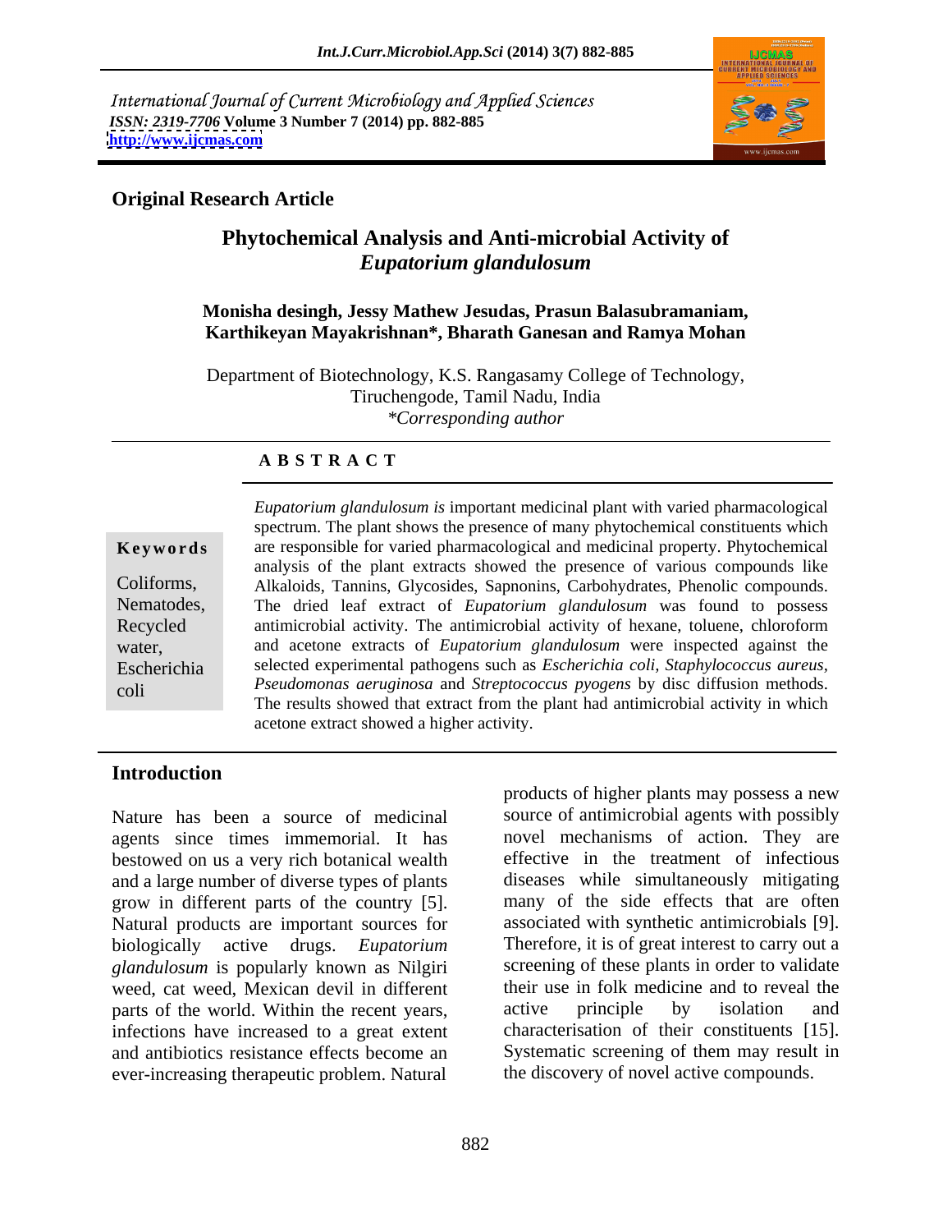International Journal of Current Microbiology and Applied Sciences
*ISSN: 2319-7706* **Volume 3 Number 7 (2014) pp. 882-885**
**http://www.ijcmas.com**

**Original Research Article**

# Phytochemical Analysis and Anti-microbial Activity of *Eupatorium glandulosum*

**Monisha desingh, Jessy Mathew Jesudas, Prasun Balasubramaniam, Karthikeyan Mayakrishnan\*, Bharath Ganesan and Ramya Mohan**

Department of Biotechnology, K.S. Rangasamy College of Technology, Tiruchengode, Tamil Nadu, India
*\*Corresponding author*

## A B S T R A C T

**Keywords**

Coliforms, Nematodes, Recycled water, Escherichia coli

*Eupatorium glandulosum is* important medicinal plant with varied pharmacological spectrum. The plant shows the presence of many phytochemical constituents which are responsible for varied pharmacological and medicinal property. Phytochemical analysis of the plant extracts showed the presence of various compounds like Alkaloids, Tannins, Glycosides, Sapnonins, Carbohydrates, Phenolic compounds. The dried leaf extract of *Eupatorium glandulosum* was found to possess antimicrobial activity. The antimicrobial activity of hexane, toluene, chloroform and acetone extracts of *Eupatorium glandulosum* were inspected against the selected experimental pathogens such as *Escherichia coli, Staphylococcus aureus, Pseudomonas aeruginosa* and *Streptococcus pyogens* by disc diffusion methods. The results showed that extract from the plant had antimicrobial activity in which acetone extract showed a higher activity.

## Introduction

Nature has been a source of medicinal agents since times immemorial. It has bestowed on us a very rich botanical wealth and a large number of diverse types of plants grow in different parts of the country [5]. Natural products are important sources for biologically active drugs. *Eupatorium glandulosum* is popularly known as Nilgiri weed, cat weed, Mexican devil in different parts of the world. Within the recent years, infections have increased to a great extent and antibiotics resistance effects become an ever-increasing therapeutic problem. Natural products of higher plants may possess a new source of antimicrobial agents with possibly novel mechanisms of action. They are effective in the treatment of infectious diseases while simultaneously mitigating many of the side effects that are often associated with synthetic antimicrobials [9]. Therefore, it is of great interest to carry out a screening of these plants in order to validate their use in folk medicine and to reveal the active principle by isolation and characterisation of their constituents [15]. Systematic screening of them may result in the discovery of novel active compounds.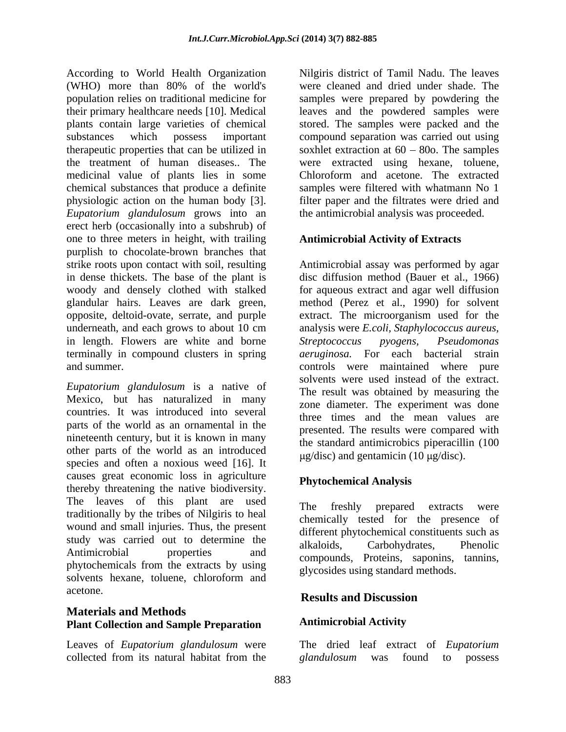According to World Health Organization (WHO) more than 80% of the world's population relies on traditional medicine for their primary healthcare needs [10]. Medical plants contain large varieties of chemical substances which possess important therapeutic properties that can be utilized in the treatment of human diseases.. The medicinal value of plants lies in some chemical substances that produce a definite physiologic action on the human body [3]. *Eupatorium glandulosum* grows into an erect herb (occasionally into a subshrub) of one to three meters in height, with trailing purplish to chocolate-brown branches that strike roots upon contact with soil, resulting in dense thickets. The base of the plant is woody and densely clothed with stalked glandular hairs. Leaves are dark green, opposite, deltoid-ovate, serrate, and purple underneath, and each grows to about 10 cm in length. Flowers are white and borne terminally in compound clusters in spring and summer.

*Eupatorium glandulosum* is a native of Mexico, but has naturalized in many countries. It was introduced into several parts of the world as an ornamental in the nineteenth century, but it is known in many other parts of the world as an introduced species and often a noxious weed [16]. It causes great economic loss in agriculture thereby threatening the native biodiversity. The leaves of this plant are used traditionally by the tribes of Nilgiris to heal wound and small injuries. Thus, the present study was carried out to determine the Antimicrobial properties and phytochemicals from the extracts by using solvents hexane, toluene, chloroform and acetone.

## Materials and Methods

### Plant Collection and Sample Preparation

Leaves of *Eupatorium glandulosum* were collected from its natural habitat from the Nilgiris district of Tamil Nadu. The leaves were cleaned and dried under shade. The samples were prepared by powdering the leaves and the powdered samples were stored. The samples were packed and the compound separation was carried out using soxhlet extraction at 60 – 80o. The samples were extracted using hexane, toluene, Chloroform and acetone. The extracted samples were filtered with whatmann No 1 filter paper and the filtrates were dried and the antimicrobial analysis was proceeded.

### Antimicrobial Activity of Extracts

Antimicrobial assay was performed by agar disc diffusion method (Bauer et al., 1966) for aqueous extract and agar well diffusion method (Perez et al., 1990) for solvent extract. The microorganism used for the analysis were *E.coli, Staphylococcus aureus, Streptococcus pyogens, Pseudomonas aeruginosa.* For each bacterial strain controls were maintained where pure solvents were used instead of the extract. The result was obtained by measuring the zone diameter. The experiment was done three times and the mean values are presented. The results were compared with the standard antimicrobics piperacillin (100 μg/disc) and gentamicin (10 μg/disc).

### Phytochemical Analysis

The freshly prepared extracts were chemically tested for the presence of different phytochemical constituents such as alkaloids, Carbohydrates, Phenolic compounds, Proteins, saponins, tannins, glycosides using standard methods.

## Results and Discussion

### Antimicrobial Activity

The dried leaf extract of *Eupatorium glandulosum* was found to possess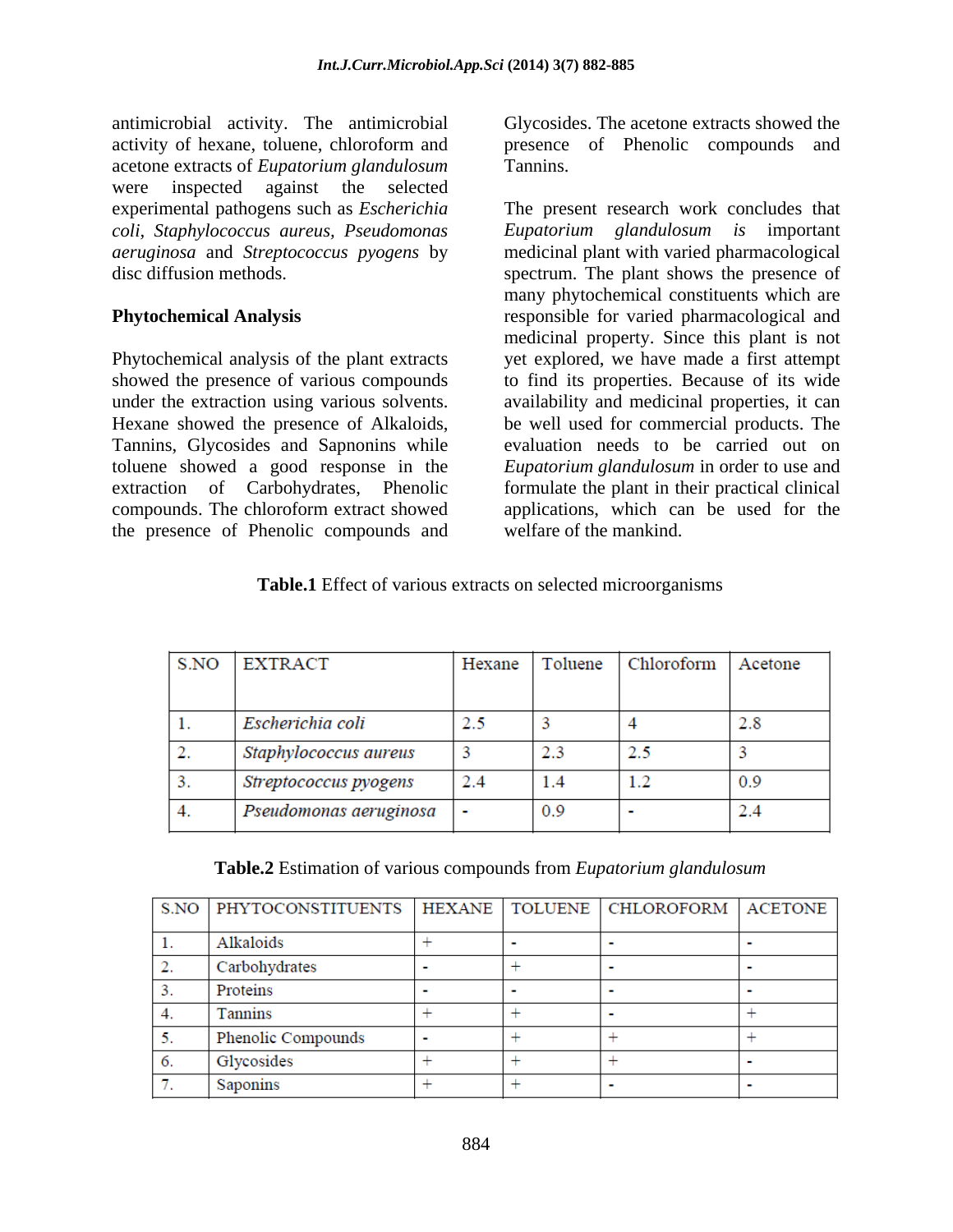antimicrobial activity. The antimicrobial activity of hexane, toluene, chloroform and acetone extracts of *Eupatorium glandulosum* were inspected against the selected experimental pathogens such as *Escherichia coli, Staphylococcus aureus, Pseudomonas aeruginosa* and *Streptococcus pyogens* by disc diffusion methods.

**Phytochemical Analysis**

Phytochemical analysis of the plant extracts showed the presence of various compounds under the extraction using various solvents. Hexane showed the presence of Alkaloids, Tannins, Glycosides and Sapnonins while toluene showed a good response in the extraction of Carbohydrates, Phenolic compounds. The chloroform extract showed the presence of Phenolic compounds and Glycosides. The acetone extracts showed the presence of Phenolic compounds and Tannins.

The present research work concludes that *Eupatorium glandulosum is* important medicinal plant with varied pharmacological spectrum. The plant shows the presence of many phytochemical constituents which are responsible for varied pharmacological and medicinal property. Since this plant is not yet explored, we have made a first attempt to find its properties. Because of its wide availability and medicinal properties, it can be well used for commercial products. The evaluation needs to be carried out on *Eupatorium glandulosum* in order to use and formulate the plant in their practical clinical applications, which can be used for the welfare of the mankind.

**Table.1** Effect of various extracts on selected microorganisms

| S.NO | EXTRACT | Hexane | Toluene | Chloroform | Acetone |
|---|---|---|---|---|---|
| 1. | *Escherichia coli* | 2.5 | 3 | 4 | 2.8 |
| 2. | *Staphylococcus aureus* | 3 | 2.3 | 2.5 | 3 |
| 3. | *Streptococcus pyogens* | 2.4 | 1.4 | 1.2 | 0.9 |
| 4. | *Pseudomonas aeruginosa* | - | 0.9 | - | 2.4 |

**Table.2** Estimation of various compounds from *Eupatorium glandulosum*

| S.NO | PHYTOCONSTITUENTS | HEXANE | TOLUENE | CHLOROFORM | ACETONE |
|---|---|---|---|---|---|
| 1. | Alkaloids | + | - | - | - |
| 2. | Carbohydrates | - | + | - | - |
| 3. | Proteins | - | - | - | - |
| 4. | Tannins | + | + | - | + |
| 5. | Phenolic Compounds | - | + | + | + |
| 6. | Glycosides | + | + | + | - |
| 7. | Saponins | + | + | - | - |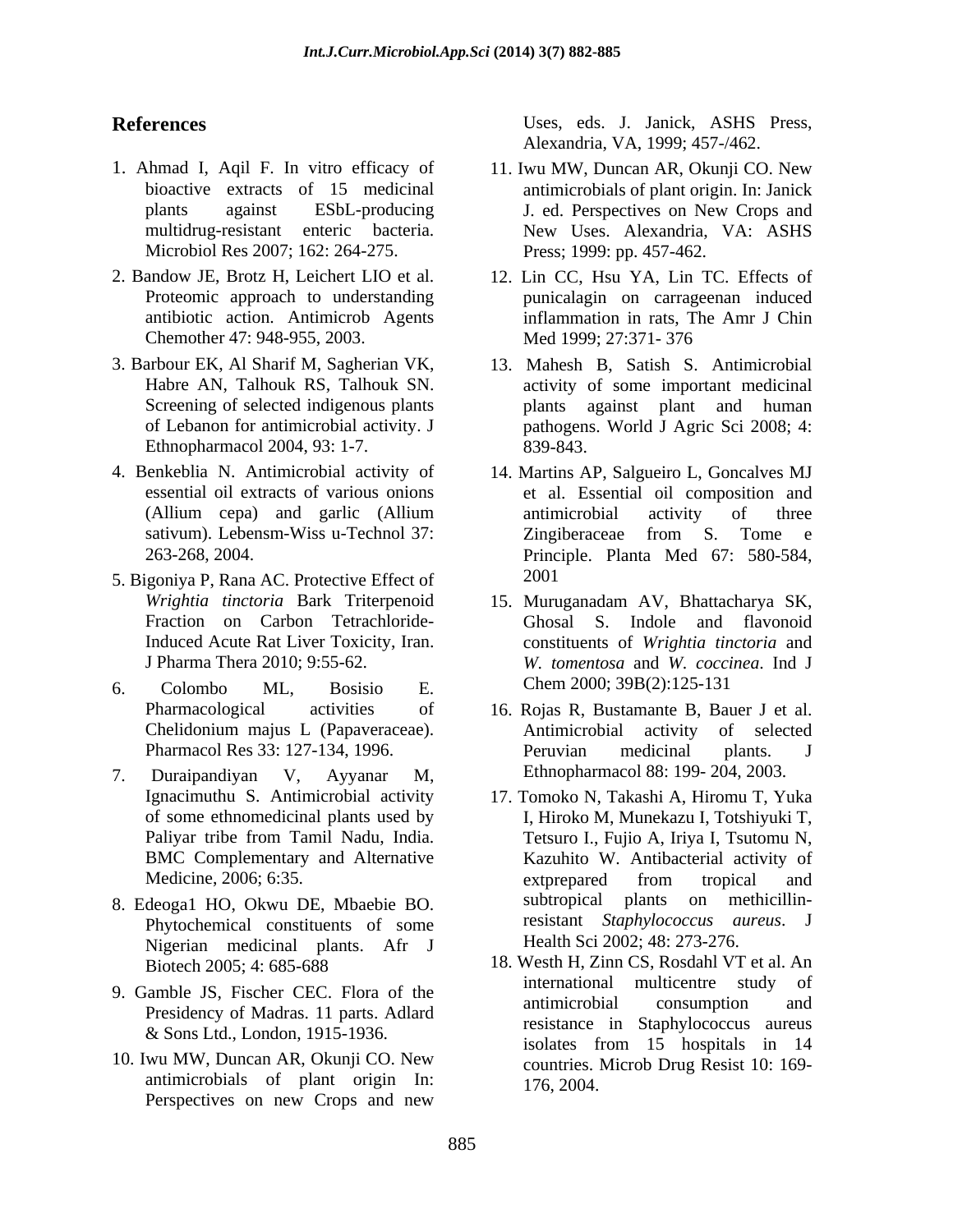## References

1. Ahmad I, Aqil F. In vitro efficacy of bioactive extracts of 15 medicinal plants against ESbL-producing multidrug-resistant enteric bacteria. Microbiol Res 2007; 162: 264-275.
2. Bandow JE, Brotz H, Leichert LIO et al. Proteomic approach to understanding antibiotic action. Antimicrob Agents Chemother 47: 948-955, 2003.
3. Barbour EK, Al Sharif M, Sagherian VK, Habre AN, Talhouk RS, Talhouk SN. Screening of selected indigenous plants of Lebanon for antimicrobial activity. J Ethnopharmacol 2004, 93: 1-7.
4. Benkeblia N. Antimicrobial activity of essential oil extracts of various onions (Allium cepa) and garlic (Allium sativum). Lebensm-Wiss u-Technol 37: 263-268, 2004.
5. Bigoniya P, Rana AC. Protective Effect of *Wrightia tinctoria* Bark Triterpenoid Fraction on Carbon Tetrachloride-Induced Acute Rat Liver Toxicity, Iran. J Pharma Thera 2010; 9:55-62.
6. Colombo ML, Bosisio E. Pharmacological activities of Chelidonium majus L (Papaveraceae). Pharmacol Res 33: 127-134, 1996.
7. Duraipandiyan V, Ayyanar M, Ignacimuthu S. Antimicrobial activity of some ethnomedicinal plants used by Paliyar tribe from Tamil Nadu, India. BMC Complementary and Alternative Medicine, 2006; 6:35.
8. Edeoga1 HO, Okwu DE, Mbaebie BO. Phytochemical constituents of some Nigerian medicinal plants. Afr J Biotech 2005; 4: 685-688
9. Gamble JS, Fischer CEC. Flora of the Presidency of Madras. 11 parts. Adlard & Sons Ltd., London, 1915-1936.
10. Iwu MW, Duncan AR, Okunji CO. New antimicrobials of plant origin In: Perspectives on new Crops and new Uses, eds. J. Janick, ASHS Press, Alexandria, VA, 1999; 457-/462.
11. Iwu MW, Duncan AR, Okunji CO. New antimicrobials of plant origin. In: Janick J. ed. Perspectives on New Crops and New Uses. Alexandria, VA: ASHS Press; 1999: pp. 457-462.
12. Lin CC, Hsu YA, Lin TC. Effects of punicalagin on carrageenan induced inflammation in rats, The Amr J Chin Med 1999; 27:371- 376
13. Mahesh B, Satish S. Antimicrobial activity of some important medicinal plants against plant and human pathogens. World J Agric Sci 2008; 4: 839-843.
14. Martins AP, Salgueiro L, Goncalves MJ et al. Essential oil composition and antimicrobial activity of three Zingiberaceae from S. Tome e Principle. Planta Med 67: 580-584, 2001
15. Muruganadam AV, Bhattacharya SK, Ghosal S. Indole and flavonoid constituents of *Wrightia tinctoria* and *W. tomentosa* and *W. coccinea*. Ind J Chem 2000; 39B(2):125-131
16. Rojas R, Bustamante B, Bauer J et al. Antimicrobial activity of selected Peruvian medicinal plants. J Ethnopharmacol 88: 199- 204, 2003.
17. Tomoko N, Takashi A, Hiromu T, Yuka I, Hiroko M, Munekazu I, Totshiyuki T, Tetsuro I., Fujio A, Iriya I, Tsutomu N, Kazuhito W. Antibacterial activity of extprepared from tropical and subtropical plants on methicillin-resistant *Staphylococcus aureus*. J Health Sci 2002; 48: 273-276.
18. Westh H, Zinn CS, Rosdahl VT et al. An international multicentre study of antimicrobial consumption and resistance in Staphylococcus aureus isolates from 15 hospitals in 14 countries. Microb Drug Resist 10: 169-176, 2004.